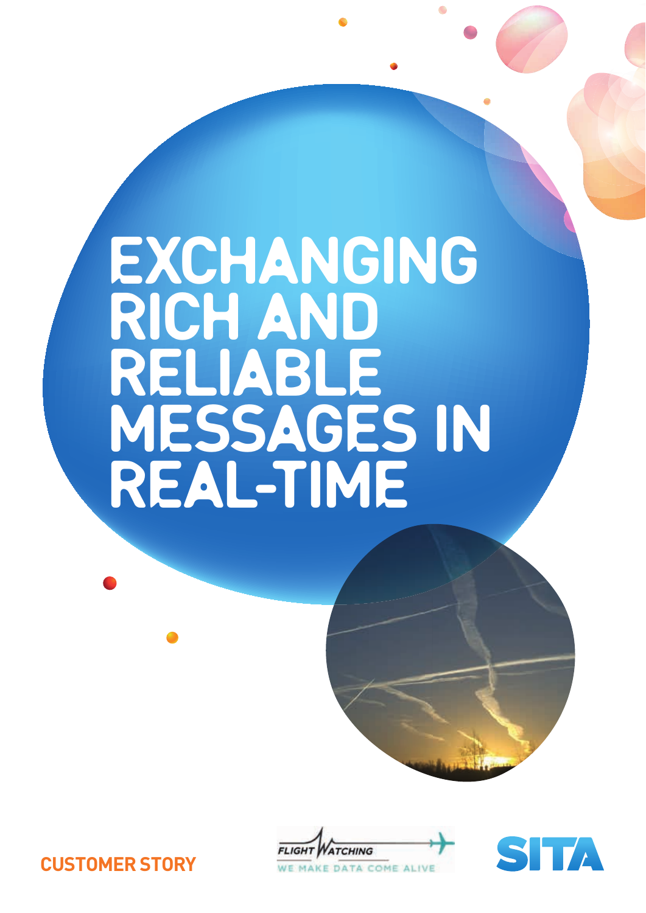# EXCHANGING RICH AND RELIABLE MESSAGES IN REAL-TIME

CUSTOMER STORY

FLIGHT WATCHING
WE MAKE DATA COME ALIVE

SITA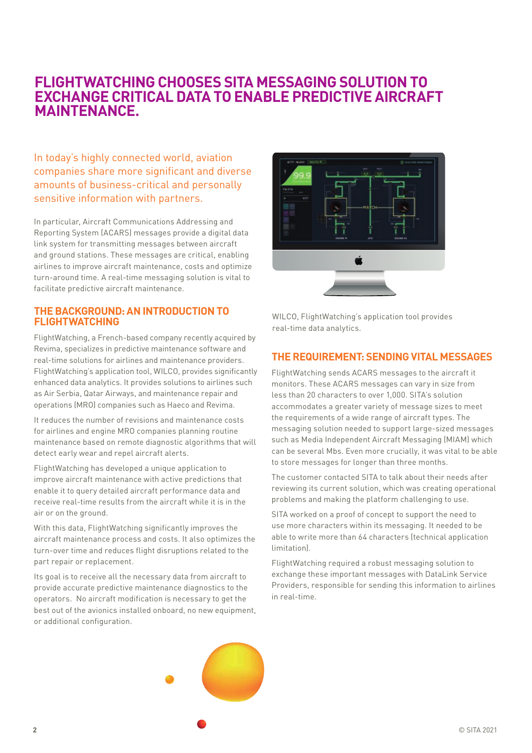# FLIGHTWATCHING CHOOSES SITA MESSAGING SOLUTION TO EXCHANGE CRITICAL DATA TO ENABLE PREDICTIVE AIRCRAFT MAINTENANCE.

In today's highly connected world, aviation companies share more significant and diverse amounts of business-critical and personally sensitive information with partners.

In particular, Aircraft Communications Addressing and Reporting System (ACARS) messages provide a digital data link system for transmitting messages between aircraft and ground stations. These messages are critical, enabling airlines to improve aircraft maintenance, costs and optimize turn-around time. A real-time messaging solution is vital to facilitate predictive aircraft maintenance.

## THE BACKGROUND: AN INTRODUCTION TO FLIGHTWATCHING

FlightWatching, a French-based company recently acquired by Revima, specializes in predictive maintenance software and real-time solutions for airlines and maintenance providers. FlightWatching's application tool, WILCO, provides significantly enhanced data analytics. It provides solutions to airlines such as Air Serbia, Qatar Airways, and maintenance repair and operations (MRO) companies such as Haeco and Revima.

It reduces the number of revisions and maintenance costs for airlines and engine MRO companies planning routine maintenance based on remote diagnostic algorithms that will detect early wear and repel aircraft alerts.

FlightWatching has developed a unique application to improve aircraft maintenance with active predictions that enable it to query detailed aircraft performance data and receive real-time results from the aircraft while it is in the air or on the ground.

With this data, FlightWatching significantly improves the aircraft maintenance process and costs. It also optimizes the turn-over time and reduces flight disruptions related to the part repair or replacement.

Its goal is to receive all the necessary data from aircraft to provide accurate predictive maintenance diagnostics to the operators. No aircraft modification is necessary to get the best out of the avionics installed onboard, no new equipment, or additional configuration.

WILCO, FlightWatching's application tool provides real-time data analytics.

## THE REQUIREMENT: SENDING VITAL MESSAGES

FlightWatching sends ACARS messages to the aircraft it monitors. These ACARS messages can vary in size from less than 20 characters to over 1,000. SITA's solution accommodates a greater variety of message sizes to meet the requirements of a wide range of aircraft types. The messaging solution needed to support large-sized messages such as Media Independent Aircraft Messaging (MIAM) which can be several Mbs. Even more crucially, it was vital to be able to store messages for longer than three months.

The customer contacted SITA to talk about their needs after reviewing its current solution, which was creating operational problems and making the platform challenging to use.

SITA worked on a proof of concept to support the need to use more characters within its messaging. It needed to be able to write more than 64 characters (technical application limitation).

FlightWatching required a robust messaging solution to exchange these important messages with DataLink Service Providers, responsible for sending this information to airlines in real-time.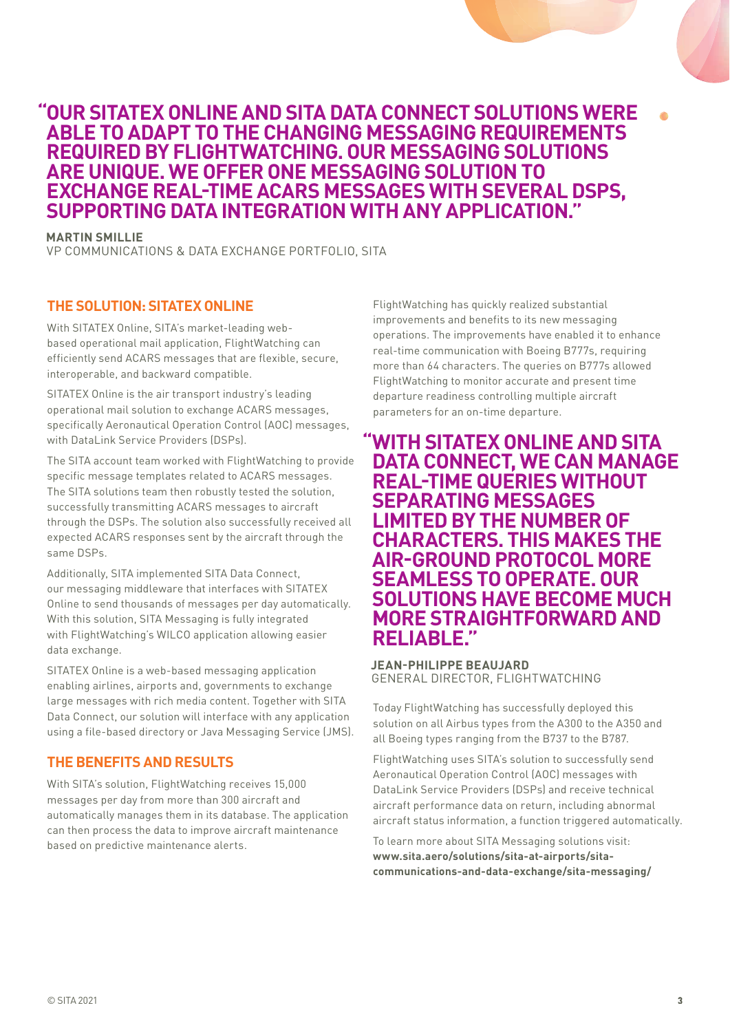> **"OUR SITATEX ONLINE AND SITA DATA CONNECT SOLUTIONS WERE ABLE TO ADAPT TO THE CHANGING MESSAGING REQUIREMENTS REQUIRED BY FLIGHTWATCHING. OUR MESSAGING SOLUTIONS ARE UNIQUE. WE OFFER ONE MESSAGING SOLUTION TO EXCHANGE REAL-TIME ACARS MESSAGES WITH SEVERAL DSPS, SUPPORTING DATA INTEGRATION WITH ANY APPLICATION."**

**MARTIN SMILLIE**
VP COMMUNICATIONS & DATA EXCHANGE PORTFOLIO, SITA

## THE SOLUTION: SITATEX ONLINE

With SITATEX Online, SITA's market-leading web-based operational mail application, FlightWatching can efficiently send ACARS messages that are flexible, secure, interoperable, and backward compatible.

SITATEX Online is the air transport industry's leading operational mail solution to exchange ACARS messages, specifically Aeronautical Operation Control (AOC) messages, with DataLink Service Providers (DSPs).

The SITA account team worked with FlightWatching to provide specific message templates related to ACARS messages. The SITA solutions team then robustly tested the solution, successfully transmitting ACARS messages to aircraft through the DSPs. The solution also successfully received all expected ACARS responses sent by the aircraft through the same DSPs.

Additionally, SITA implemented SITA Data Connect, our messaging middleware that interfaces with SITATEX Online to send thousands of messages per day automatically. With this solution, SITA Messaging is fully integrated with FlightWatching's WILCO application allowing easier data exchange.

SITATEX Online is a web-based messaging application enabling airlines, airports and, governments to exchange large messages with rich media content. Together with SITA Data Connect, our solution will interface with any application using a file-based directory or Java Messaging Service (JMS).

## THE BENEFITS AND RESULTS

With SITA's solution, FlightWatching receives 15,000 messages per day from more than 300 aircraft and automatically manages them in its database. The application can then process the data to improve aircraft maintenance based on predictive maintenance alerts.

FlightWatching has quickly realized substantial improvements and benefits to its new messaging operations. The improvements have enabled it to enhance real-time communication with Boeing B777s, requiring more than 64 characters. The queries on B777s allowed FlightWatching to monitor accurate and present time departure readiness controlling multiple aircraft parameters for an on-time departure.

> **"WITH SITATEX ONLINE AND SITA DATA CONNECT, WE CAN MANAGE REAL-TIME QUERIES WITHOUT SEPARATING MESSAGES LIMITED BY THE NUMBER OF CHARACTERS. THIS MAKES THE AIR-GROUND PROTOCOL MORE SEAMLESS TO OPERATE. OUR SOLUTIONS HAVE BECOME MUCH MORE STRAIGHTFORWARD AND RELIABLE."**

**JEAN-PHILIPPE BEAUJARD**
GENERAL DIRECTOR, FLIGHTWATCHING

Today FlightWatching has successfully deployed this solution on all Airbus types from the A300 to the A350 and all Boeing types ranging from the B737 to the B787.

FlightWatching uses SITA's solution to successfully send Aeronautical Operation Control (AOC) messages with DataLink Service Providers (DSPs) and receive technical aircraft performance data on return, including abnormal aircraft status information, a function triggered automatically.

To learn more about SITA Messaging solutions visit:
**www.sita.aero/solutions/sita-at-airports/sita-communications-and-data-exchange/sita-messaging/**

© SITA 2021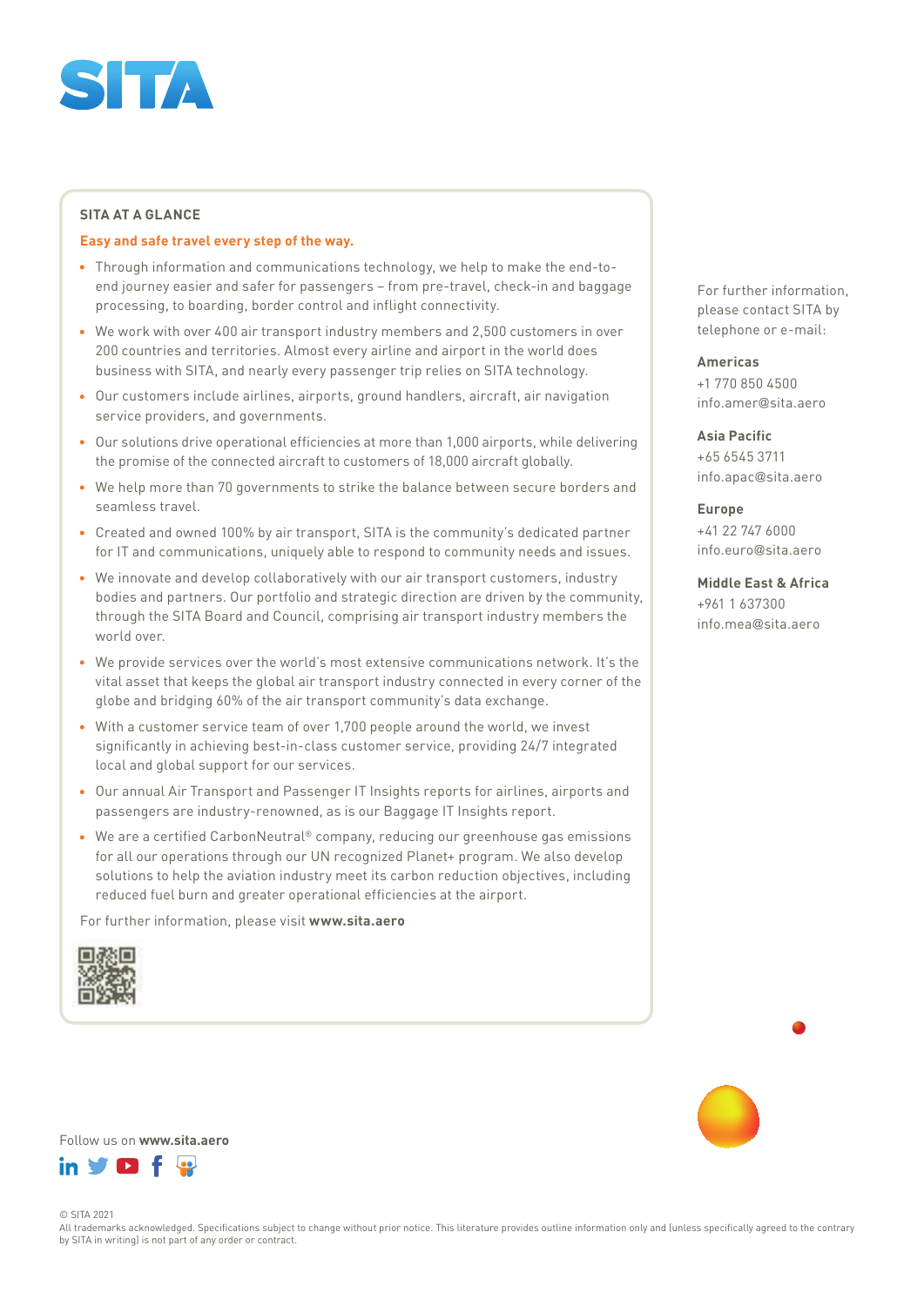# SITA

## SITA AT A GLANCE

**Easy and safe travel every step of the way.**

- Through information and communications technology, we help to make the end-to-end journey easier and safer for passengers – from pre-travel, check-in and baggage processing, to boarding, border control and inflight connectivity.
- We work with over 400 air transport industry members and 2,500 customers in over 200 countries and territories. Almost every airline and airport in the world does business with SITA, and nearly every passenger trip relies on SITA technology.
- Our customers include airlines, airports, ground handlers, aircraft, air navigation service providers, and governments.
- Our solutions drive operational efficiencies at more than 1,000 airports, while delivering the promise of the connected aircraft to customers of 18,000 aircraft globally.
- We help more than 70 governments to strike the balance between secure borders and seamless travel.
- Created and owned 100% by air transport, SITA is the community's dedicated partner for IT and communications, uniquely able to respond to community needs and issues.
- We innovate and develop collaboratively with our air transport customers, industry bodies and partners. Our portfolio and strategic direction are driven by the community, through the SITA Board and Council, comprising air transport industry members the world over.
- We provide services over the world's most extensive communications network. It's the vital asset that keeps the global air transport industry connected in every corner of the globe and bridging 60% of the air transport community's data exchange.
- With a customer service team of over 1,700 people around the world, we invest significantly in achieving best-in-class customer service, providing 24/7 integrated local and global support for our services.
- Our annual Air Transport and Passenger IT Insights reports for airlines, airports and passengers are industry-renowned, as is our Baggage IT Insights report.
- We are a certified CarbonNeutral® company, reducing our greenhouse gas emissions for all our operations through our UN recognized Planet+ program. We also develop solutions to help the aviation industry meet its carbon reduction objectives, including reduced fuel burn and greater operational efficiencies at the airport.

For further information, please visit **www.sita.aero**

For further information, please contact SITA by telephone or e-mail:

**Americas**
+1 770 850 4500
info.amer@sita.aero

**Asia Pacific**
+65 6545 3711
info.apac@sita.aero

**Europe**
+41 22 747 6000
info.euro@sita.aero

**Middle East & Africa**
+961 1 637300
info.mea@sita.aero

Follow us on **www.sita.aero**

© SITA 2021
All trademarks acknowledged. Specifications subject to change without prior notice. This literature provides outline information only and (unless specifically agreed to the contrary by SITA in writing) is not part of any order or contract.